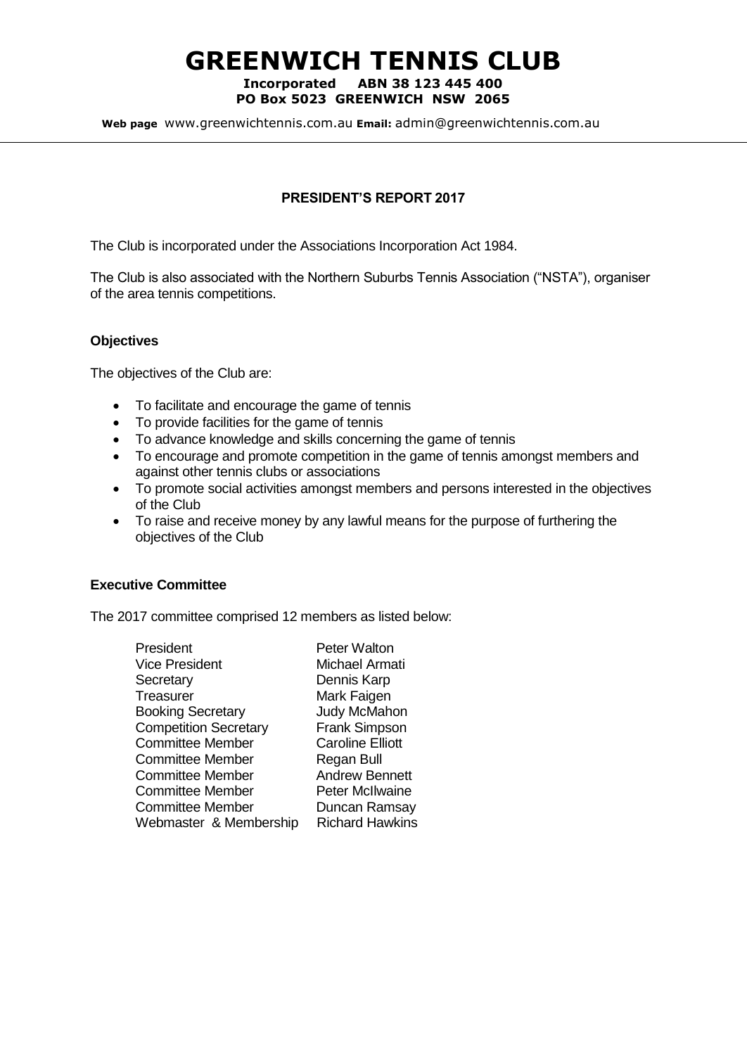# GREENWICH TENNIS CLUB

**Incorporated ABN 38 123 445 400**
**PO Box 5023 GREENWICH NSW 2065**

**Web page** www.greenwichtennis.com.au **Email:** admin@greenwichtennis.com.au

## PRESIDENT'S REPORT 2017

The Club is incorporated under the Associations Incorporation Act 1984.

The Club is also associated with the Northern Suburbs Tennis Association ("NSTA"), organiser of the area tennis competitions.

### Objectives

The objectives of the Club are:

- To facilitate and encourage the game of tennis
- To provide facilities for the game of tennis
- To advance knowledge and skills concerning the game of tennis
- To encourage and promote competition in the game of tennis amongst members and against other tennis clubs or associations
- To promote social activities amongst members and persons interested in the objectives of the Club
- To raise and receive money by any lawful means for the purpose of furthering the objectives of the Club

### Executive Committee

The 2017 committee comprised 12 members as listed below:

| | |
|---|---|
| President | Peter Walton |
| Vice President | Michael Armati |
| Secretary | Dennis Karp |
| Treasurer | Mark Faigen |
| Booking Secretary | Judy McMahon |
| Competition Secretary | Frank Simpson |
| Committee Member | Caroline Elliott |
| Committee Member | Regan Bull |
| Committee Member | Andrew Bennett |
| Committee Member | Peter McIlwaine |
| Committee Member | Duncan Ramsay |
| Webmaster & Membership | Richard Hawkins |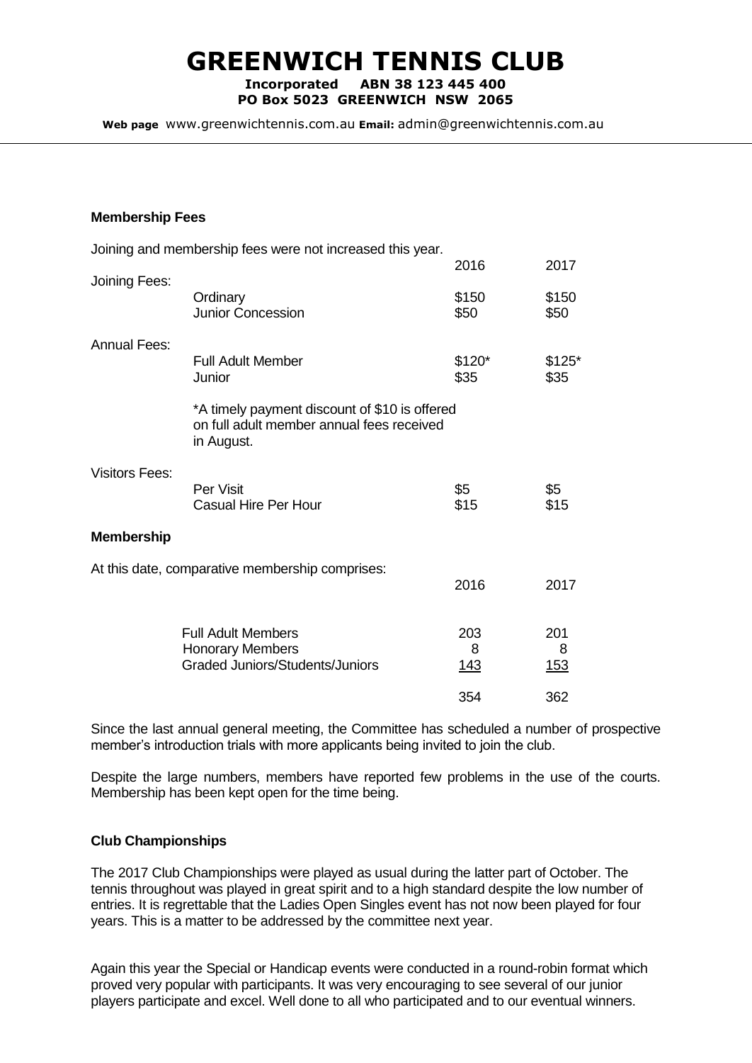# GREENWICH TENNIS CLUB

**Incorporated ABN 38 123 445 400**
**PO Box 5023 GREENWICH NSW 2065**

**Web page** www.greenwichtennis.com.au **Email:** admin@greenwichtennis.com.au

**Membership Fees**

Joining and membership fees were not increased this year.

| | | 2016 | 2017 |
|---|---|---|---|
| Joining Fees: | | | |
| | Ordinary | $150 | $150 |
| | Junior Concession | $50 | $50 |
| Annual Fees: | | | |
| | Full Adult Member | $120* | $125* |
| | Junior | $35 | $35 |
| | *A timely payment discount of $10 is offered on full adult member annual fees received in August. | | |
| Visitors Fees: | | | |
| | Per Visit | $5 | $5 |
| | Casual Hire Per Hour | $15 | $15 |

**Membership**

At this date, comparative membership comprises:

| | 2016 | 2017 |
|---|---|---|
| Full Adult Members | 203 | 201 |
| Honorary Members | 8 | 8 |
| Graded Juniors/Students/Juniors | 143 | 153 |
| | 354 | 362 |

Since the last annual general meeting, the Committee has scheduled a number of prospective member's introduction trials with more applicants being invited to join the club.

Despite the large numbers, members have reported few problems in the use of the courts. Membership has been kept open for the time being.

**Club Championships**

The 2017 Club Championships were played as usual during the latter part of October. The tennis throughout was played in great spirit and to a high standard despite the low number of entries. It is regrettable that the Ladies Open Singles event has not now been played for four years. This is a matter to be addressed by the committee next year.

Again this year the Special or Handicap events were conducted in a round-robin format which proved very popular with participants. It was very encouraging to see several of our junior players participate and excel. Well done to all who participated and to our eventual winners.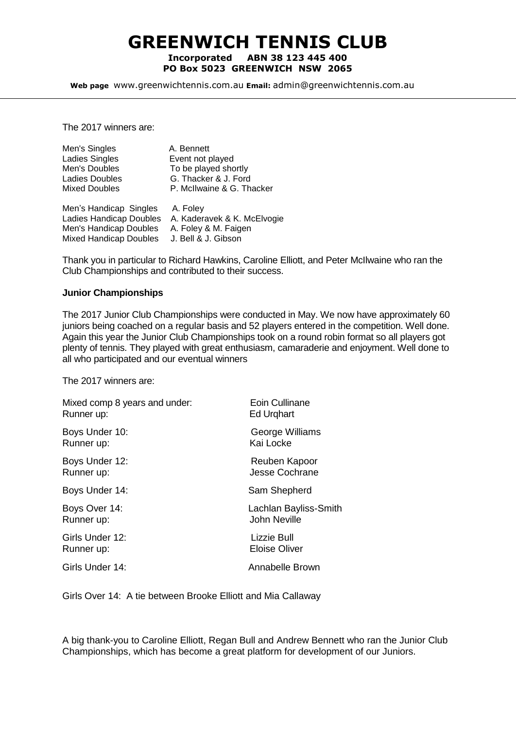# GREENWICH TENNIS CLUB

**Incorporated ABN 38 123 445 400**
**PO Box 5023 GREENWICH NSW 2065**

**Web page** www.greenwichtennis.com.au **Email:** admin@greenwichtennis.com.au

The 2017 winners are:

| | |
|---|---|
| Men's Singles | A. Bennett |
| Ladies Singles | Event not played |
| Men's Doubles | To be played shortly |
| Ladies Doubles | G. Thacker & J. Ford |
| Mixed Doubles | P. McIlwaine & G. Thacker |

| | |
|---|---|
| Men's Handicap Singles | A. Foley |
| Ladies Handicap Doubles | A. Kaderavek & K. McElvogie |
| Men's Handicap Doubles | A. Foley & M. Faigen |
| Mixed Handicap Doubles | J. Bell & J. Gibson |

Thank you in particular to Richard Hawkins, Caroline Elliott, and Peter McIlwaine who ran the Club Championships and contributed to their success.

**Junior Championships**

The 2017 Junior Club Championships were conducted in May. We now have approximately 60 juniors being coached on a regular basis and 52 players entered in the competition. Well done. Again this year the Junior Club Championships took on a round robin format so all players got plenty of tennis. They played with great enthusiasm, camaraderie and enjoyment. Well done to all who participated and our eventual winners

The 2017 winners are:

| | |
|---|---|
| Mixed comp 8 years and under: | Eoin Cullinane |
| Runner up: | Ed Urqhart |
| Boys Under 10: | George Williams |
| Runner up: | Kai Locke |
| Boys Under 12: | Reuben Kapoor |
| Runner up: | Jesse Cochrane |
| Boys Under 14: | Sam Shepherd |
| Boys Over 14: | Lachlan Bayliss-Smith |
| Runner up: | John Neville |
| Girls Under 12: | Lizzie Bull |
| Runner up: | Eloise Oliver |
| Girls Under 14: | Annabelle Brown |

Girls Over 14: A tie between Brooke Elliott and Mia Callaway

A big thank-you to Caroline Elliott, Regan Bull and Andrew Bennett who ran the Junior Club Championships, which has become a great platform for development of our Juniors.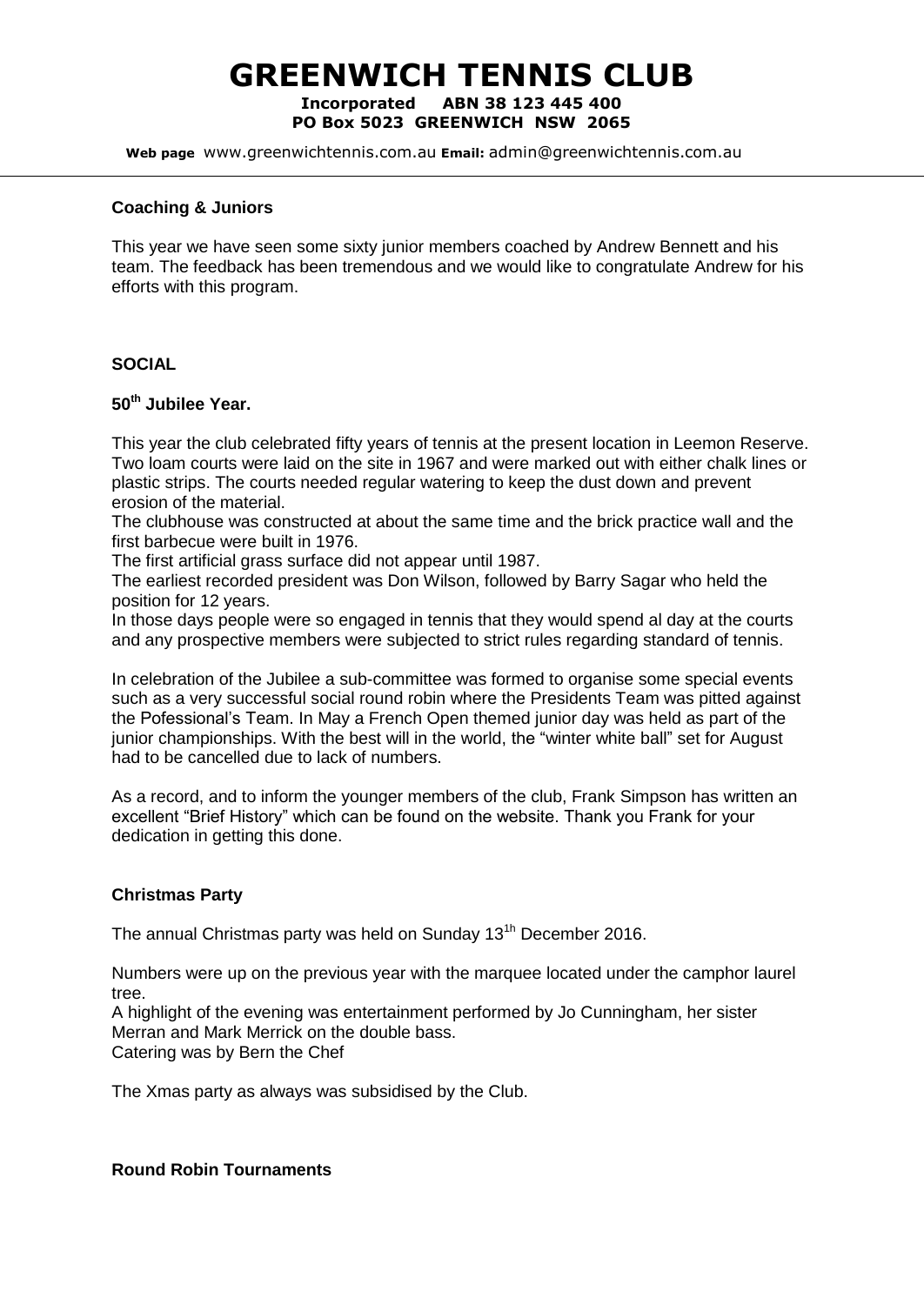# GREENWICH TENNIS CLUB

**Incorporated ABN 38 123 445 400**
**PO Box 5023 GREENWICH NSW 2065**

**Web page** www.greenwichtennis.com.au **Email:** admin@greenwichtennis.com.au

---

**Coaching & Juniors**

This year we have seen some sixty junior members coached by Andrew Bennett and his team. The feedback has been tremendous and we would like to congratulate Andrew for his efforts with this program.

**SOCIAL**

**50th Jubilee Year.**

This year the club celebrated fifty years of tennis at the present location in Leemon Reserve. Two loam courts were laid on the site in 1967 and were marked out with either chalk lines or plastic strips. The courts needed regular watering to keep the dust down and prevent erosion of the material.
The clubhouse was constructed at about the same time and the brick practice wall and the first barbecue were built in 1976.
The first artificial grass surface did not appear until 1987.
The earliest recorded president was Don Wilson, followed by Barry Sagar who held the position for 12 years.
In those days people were so engaged in tennis that they would spend al day at the courts and any prospective members were subjected to strict rules regarding standard of tennis.

In celebration of the Jubilee a sub-committee was formed to organise some special events such as a very successful social round robin where the Presidents Team was pitted against the Pofessional's Team. In May a French Open themed junior day was held as part of the junior championships. With the best will in the world, the "winter white ball" set for August had to be cancelled due to lack of numbers.

As a record, and to inform the younger members of the club, Frank Simpson has written an excellent "Brief History" which can be found on the website. Thank you Frank for your dedication in getting this done.

**Christmas Party**

The annual Christmas party was held on Sunday 13th December 2016.

Numbers were up on the previous year with the marquee located under the camphor laurel tree.
A highlight of the evening was entertainment performed by Jo Cunningham, her sister Merran and Mark Merrick on the double bass.
Catering was by Bern the Chef

The Xmas party as always was subsidised by the Club.

**Round Robin Tournaments**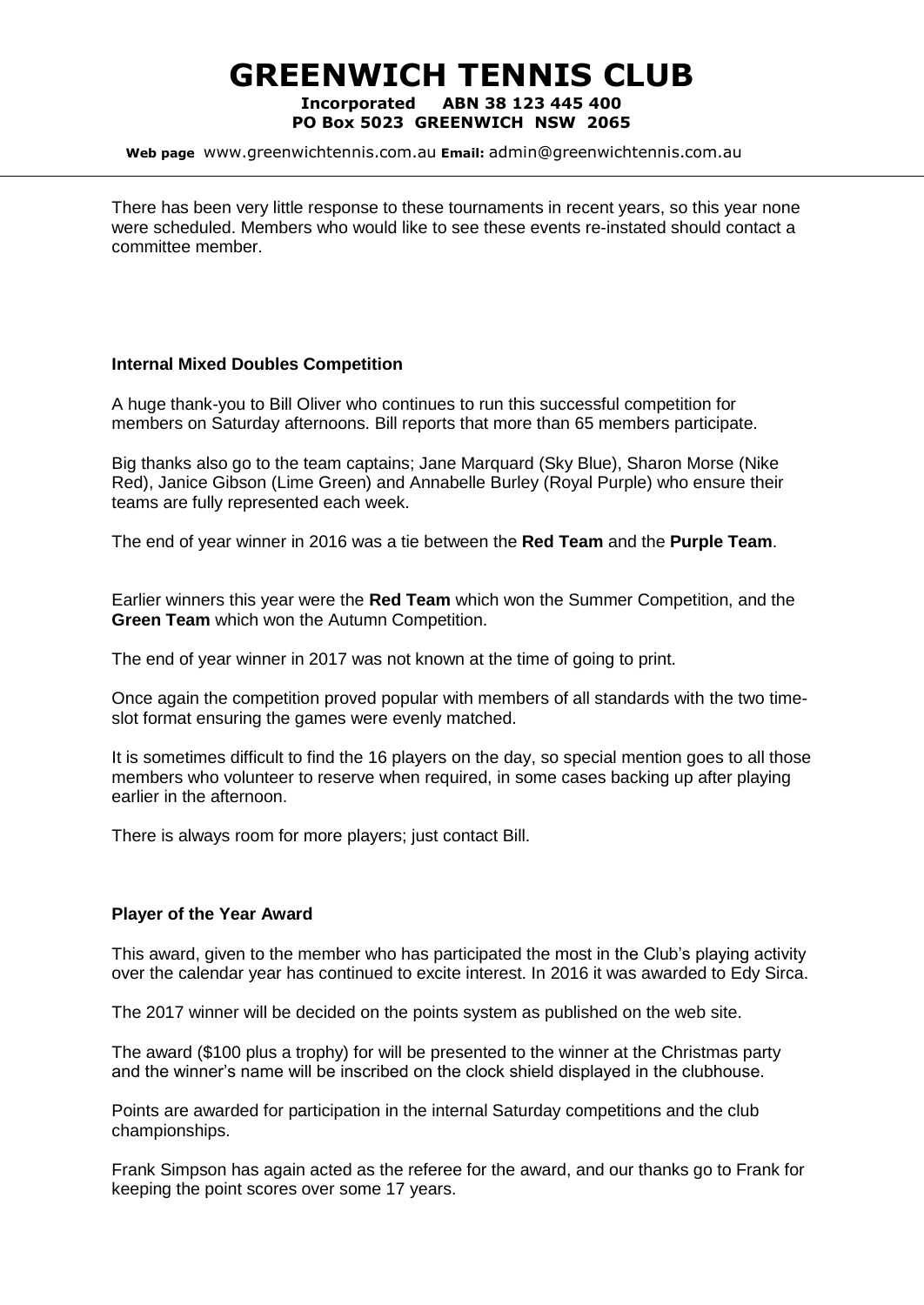There has been very little response to these tournaments in recent years, so this year none were scheduled. Members who would like to see these events re-instated should contact a committee member.

**Internal Mixed Doubles Competition**

A huge thank-you to Bill Oliver who continues to run this successful competition for members on Saturday afternoons. Bill reports that more than 65 members participate.

Big thanks also go to the team captains; Jane Marquard (Sky Blue), Sharon Morse (Nike Red), Janice Gibson (Lime Green) and Annabelle Burley (Royal Purple) who ensure their teams are fully represented each week.

The end of year winner in 2016 was a tie between the **Red Team** and the **Purple Team**.

Earlier winners this year were the **Red Team** which won the Summer Competition, and the **Green Team** which won the Autumn Competition.

The end of year winner in 2017 was not known at the time of going to print.

Once again the competition proved popular with members of all standards with the two time-slot format ensuring the games were evenly matched.

It is sometimes difficult to find the 16 players on the day, so special mention goes to all those members who volunteer to reserve when required, in some cases backing up after playing earlier in the afternoon.

There is always room for more players; just contact Bill.

**Player of the Year Award**

This award, given to the member who has participated the most in the Club's playing activity over the calendar year has continued to excite interest. In 2016 it was awarded to Edy Sirca.

The 2017 winner will be decided on the points system as published on the web site.

The award ($100 plus a trophy) for will be presented to the winner at the Christmas party and the winner's name will be inscribed on the clock shield displayed in the clubhouse.

Points are awarded for participation in the internal Saturday competitions and the club championships.

Frank Simpson has again acted as the referee for the award, and our thanks go to Frank for keeping the point scores over some 17 years.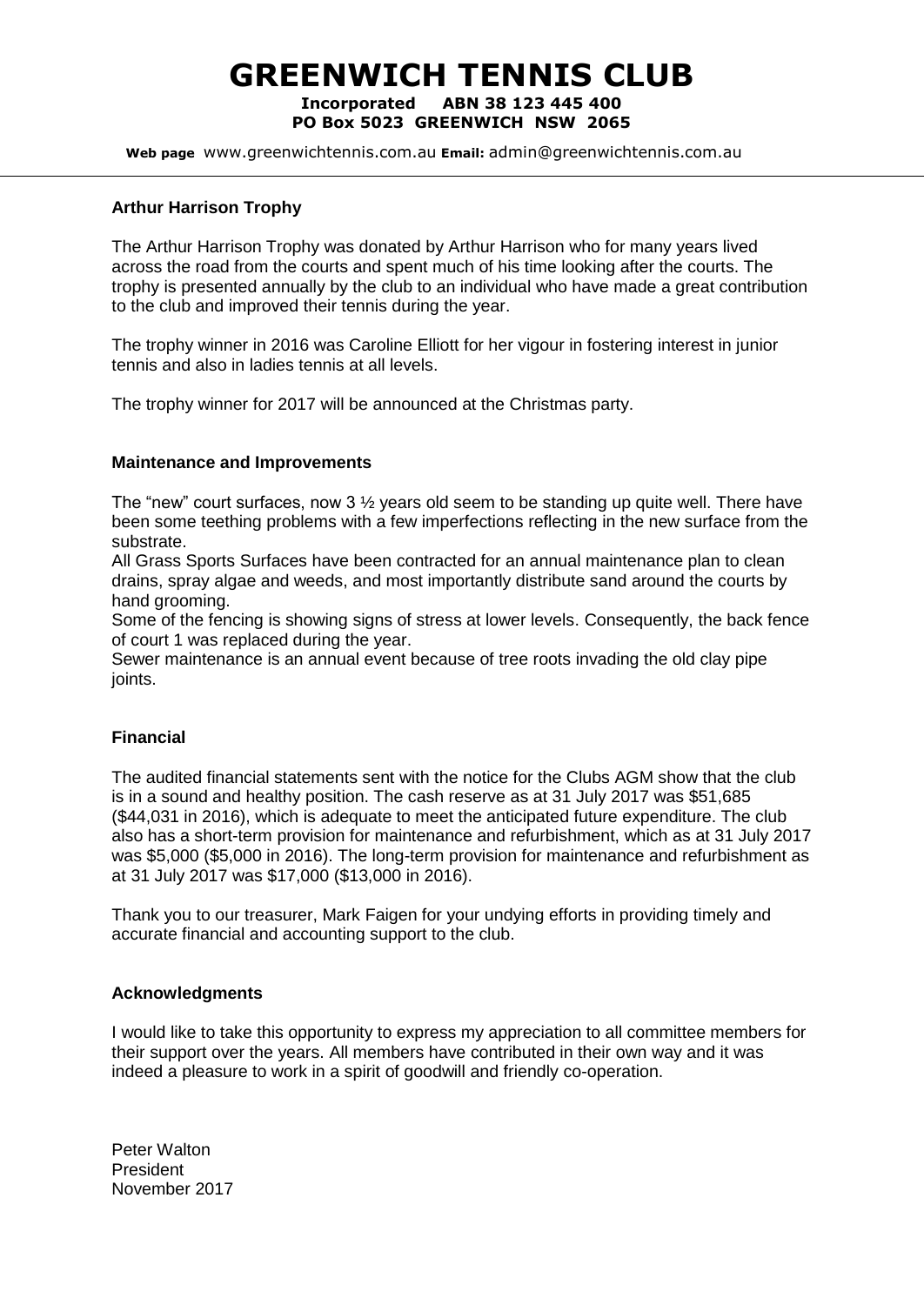# GREENWICH TENNIS CLUB

**Incorporated ABN 38 123 445 400**
**PO Box 5023 GREENWICH NSW 2065**

**Web page** www.greenwichtennis.com.au **Email:** admin@greenwichtennis.com.au

### Arthur Harrison Trophy

The Arthur Harrison Trophy was donated by Arthur Harrison who for many years lived across the road from the courts and spent much of his time looking after the courts. The trophy is presented annually by the club to an individual who have made a great contribution to the club and improved their tennis during the year.

The trophy winner in 2016 was Caroline Elliott for her vigour in fostering interest in junior tennis and also in ladies tennis at all levels.

The trophy winner for 2017 will be announced at the Christmas party.

### Maintenance and Improvements

The "new" court surfaces, now 3 ½ years old seem to be standing up quite well. There have been some teething problems with a few imperfections reflecting in the new surface from the substrate.
All Grass Sports Surfaces have been contracted for an annual maintenance plan to clean drains, spray algae and weeds, and most importantly distribute sand around the courts by hand grooming.
Some of the fencing is showing signs of stress at lower levels. Consequently, the back fence of court 1 was replaced during the year.
Sewer maintenance is an annual event because of tree roots invading the old clay pipe joints.

### Financial

The audited financial statements sent with the notice for the Clubs AGM show that the club is in a sound and healthy position. The cash reserve as at 31 July 2017 was $51,685 ($44,031 in 2016), which is adequate to meet the anticipated future expenditure. The club also has a short-term provision for maintenance and refurbishment, which as at 31 July 2017 was $5,000 ($5,000 in 2016). The long-term provision for maintenance and refurbishment as at 31 July 2017 was $17,000 ($13,000 in 2016).

Thank you to our treasurer, Mark Faigen for your undying efforts in providing timely and accurate financial and accounting support to the club.

### Acknowledgments

I would like to take this opportunity to express my appreciation to all committee members for their support over the years. All members have contributed in their own way and it was indeed a pleasure to work in a spirit of goodwill and friendly co-operation.

Peter Walton
President
November 2017